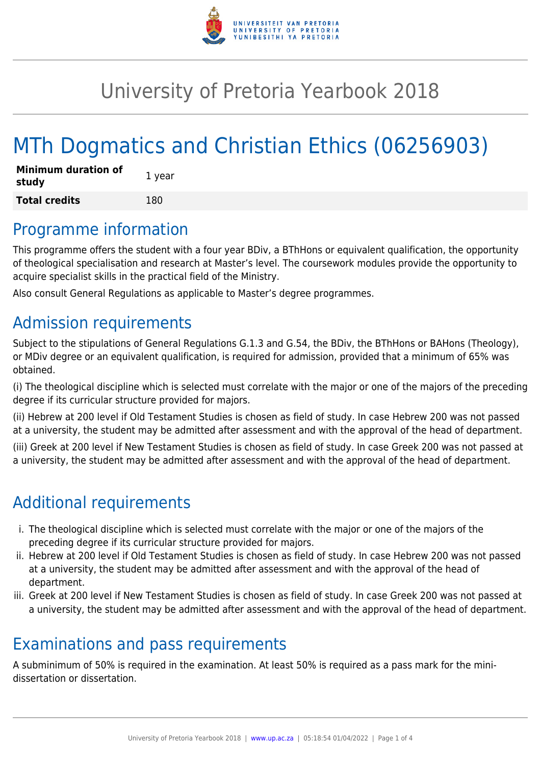# University of Pretoria Yearbook 2018

# MTh Dogmatics and Christian Ethics (06256903)

| **Minimum duration of study** | 1 year |
|---|---|
| **Total credits** | 180 |

## Programme information

This programme offers the student with a four year BDiv, a BThHons or equivalent qualification, the opportunity of theological specialisation and research at Master's level. The coursework modules provide the opportunity to acquire specialist skills in the practical field of the Ministry.

Also consult General Regulations as applicable to Master's degree programmes.

## Admission requirements

Subject to the stipulations of General Regulations G.1.3 and G.54, the BDiv, the BThHons or BAHons (Theology), or MDiv degree or an equivalent qualification, is required for admission, provided that a minimum of 65% was obtained.

(i) The theological discipline which is selected must correlate with the major or one of the majors of the preceding degree if its curricular structure provided for majors.

(ii) Hebrew at 200 level if Old Testament Studies is chosen as field of study. In case Hebrew 200 was not passed at a university, the student may be admitted after assessment and with the approval of the head of department.

(iii) Greek at 200 level if New Testament Studies is chosen as field of study. In case Greek 200 was not passed at a university, the student may be admitted after assessment and with the approval of the head of department.

## Additional requirements

i. The theological discipline which is selected must correlate with the major or one of the majors of the preceding degree if its curricular structure provided for majors.
ii. Hebrew at 200 level if Old Testament Studies is chosen as field of study. In case Hebrew 200 was not passed at a university, the student may be admitted after assessment and with the approval of the head of department.
iii. Greek at 200 level if New Testament Studies is chosen as field of study. In case Greek 200 was not passed at a university, the student may be admitted after assessment and with the approval of the head of department.

## Examinations and pass requirements

A subminimum of 50% is required in the examination. At least 50% is required as a pass mark for the mini-dissertation or dissertation.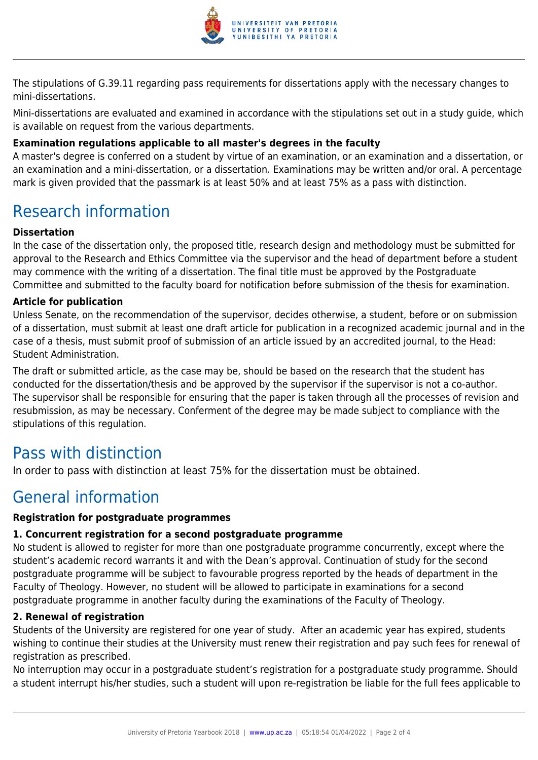The stipulations of G.39.11 regarding pass requirements for dissertations apply with the necessary changes to mini-dissertations.

Mini-dissertations are evaluated and examined in accordance with the stipulations set out in a study guide, which is available on request from the various departments.

**Examination regulations applicable to all master's degrees in the faculty**

A master's degree is conferred on a student by virtue of an examination, or an examination and a dissertation, or an examination and a mini-dissertation, or a dissertation. Examinations may be written and/or oral. A percentage mark is given provided that the passmark is at least 50% and at least 75% as a pass with distinction.

# Research information

**Dissertation**

In the case of the dissertation only, the proposed title, research design and methodology must be submitted for approval to the Research and Ethics Committee via the supervisor and the head of department before a student may commence with the writing of a dissertation. The final title must be approved by the Postgraduate Committee and submitted to the faculty board for notification before submission of the thesis for examination.

**Article for publication**

Unless Senate, on the recommendation of the supervisor, decides otherwise, a student, before or on submission of a dissertation, must submit at least one draft article for publication in a recognized academic journal and in the case of a thesis, must submit proof of submission of an article issued by an accredited journal, to the Head: Student Administration.

The draft or submitted article, as the case may be, should be based on the research that the student has conducted for the dissertation/thesis and be approved by the supervisor if the supervisor is not a co-author. The supervisor shall be responsible for ensuring that the paper is taken through all the processes of revision and resubmission, as may be necessary. Conferment of the degree may be made subject to compliance with the stipulations of this regulation.

# Pass with distinction

In order to pass with distinction at least 75% for the dissertation must be obtained.

# General information

**Registration for postgraduate programmes**

**1. Concurrent registration for a second postgraduate programme**

No student is allowed to register for more than one postgraduate programme concurrently, except where the student's academic record warrants it and with the Dean's approval. Continuation of study for the second postgraduate programme will be subject to favourable progress reported by the heads of department in the Faculty of Theology. However, no student will be allowed to participate in examinations for a second postgraduate programme in another faculty during the examinations of the Faculty of Theology.

**2. Renewal of registration**

Students of the University are registered for one year of study. After an academic year has expired, students wishing to continue their studies at the University must renew their registration and pay such fees for renewal of registration as prescribed.

No interruption may occur in a postgraduate student's registration for a postgraduate study programme. Should a student interrupt his/her studies, such a student will upon re-registration be liable for the full fees applicable to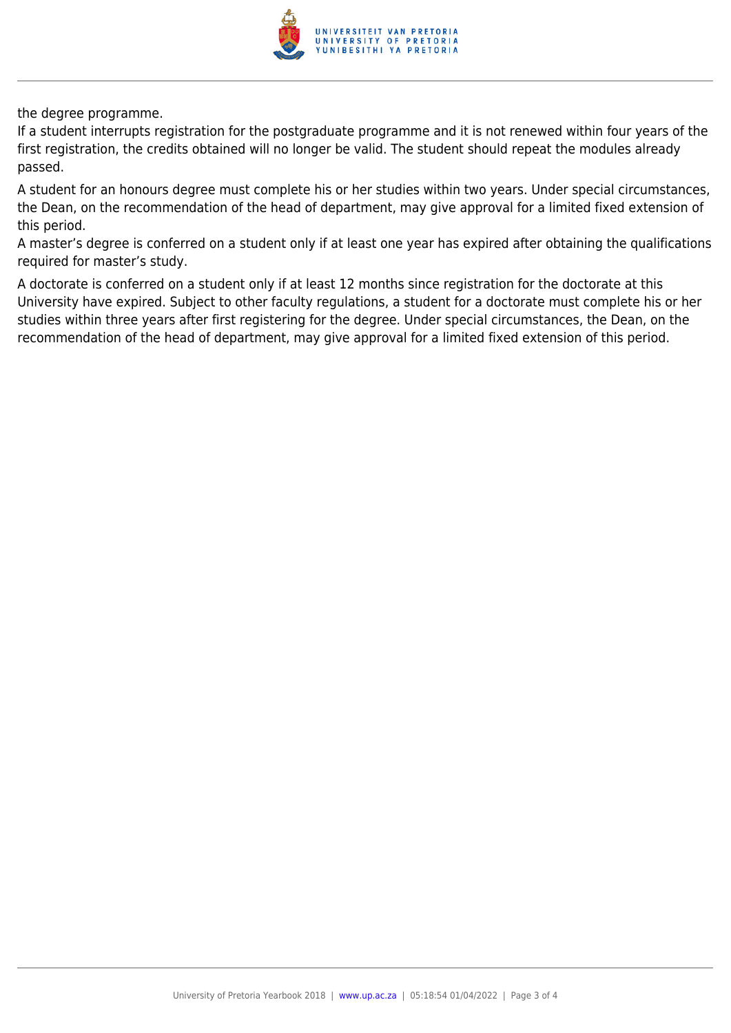the degree programme.

If a student interrupts registration for the postgraduate programme and it is not renewed within four years of the first registration, the credits obtained will no longer be valid. The student should repeat the modules already passed.

A student for an honours degree must complete his or her studies within two years. Under special circumstances, the Dean, on the recommendation of the head of department, may give approval for a limited fixed extension of this period.

A master's degree is conferred on a student only if at least one year has expired after obtaining the qualifications required for master's study.

A doctorate is conferred on a student only if at least 12 months since registration for the doctorate at this University have expired. Subject to other faculty regulations, a student for a doctorate must complete his or her studies within three years after first registering for the degree. Under special circumstances, the Dean, on the recommendation of the head of department, may give approval for a limited fixed extension of this period.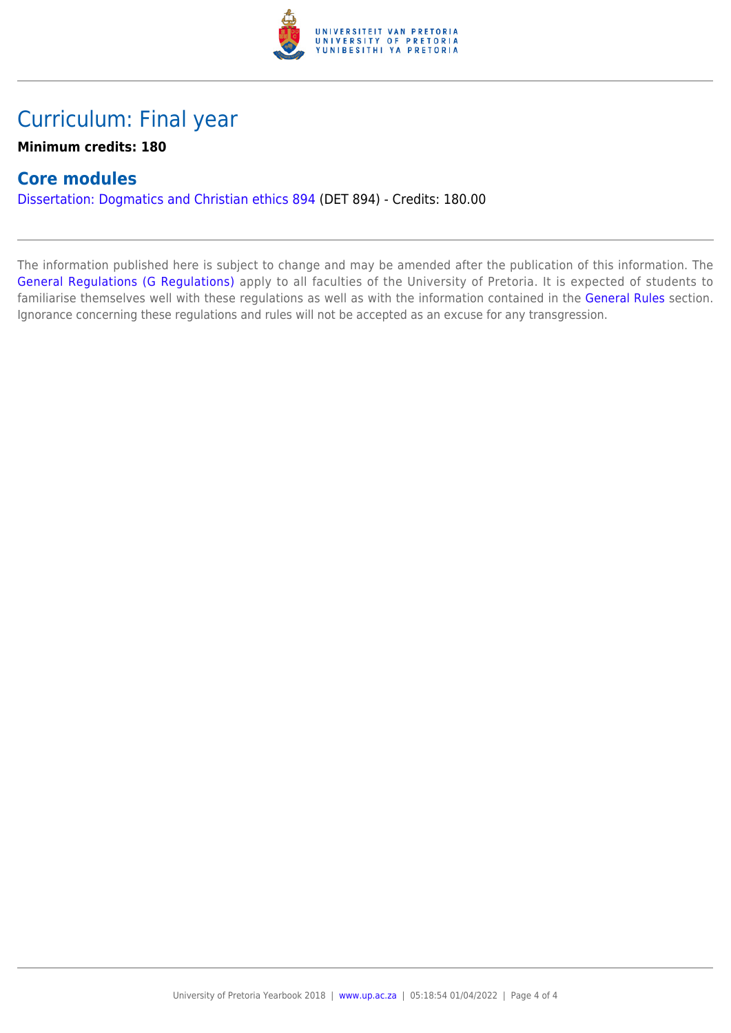# Curriculum: Final year

**Minimum credits: 180**

## Core modules

Dissertation: Dogmatics and Christian ethics 894 (DET 894) - Credits: 180.00

The information published here is subject to change and may be amended after the publication of this information. The General Regulations (G Regulations) apply to all faculties of the University of Pretoria. It is expected of students to familiarise themselves well with these regulations as well as with the information contained in the General Rules section. Ignorance concerning these regulations and rules will not be accepted as an excuse for any transgression.